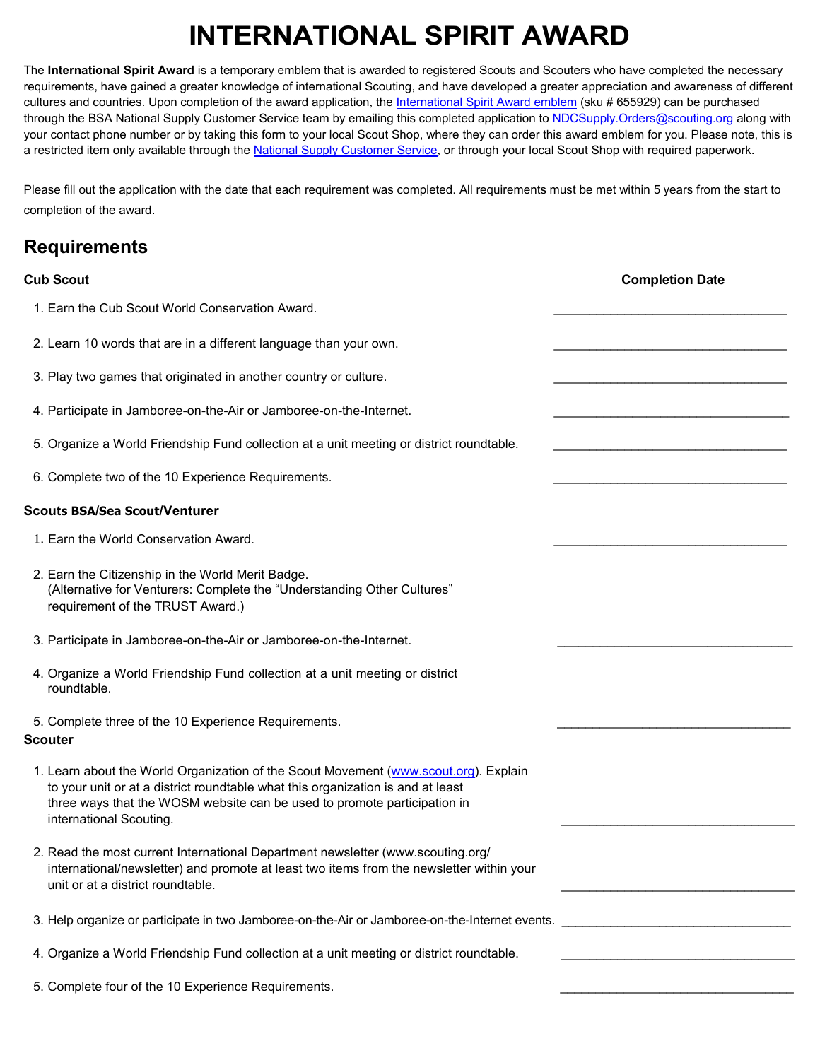# INTERNATIONAL SPIRIT AWARD

The **International Spirit Award** is a temporary emblem that is awarded to registered Scouts and Scouters who have completed the necessary requirements, have gained a greater knowledge of international Scouting, and have developed a greater appreciation and awareness of different cultures and countries. Upon completion of the award application, the International Spirit Award emblem (sku # 655929) can be purchased through the BSA National Supply Customer Service team by emailing this completed application to NDCSupply.Orders@scouting.org along with your contact phone number or by taking this form to your local Scout Shop, where they can order this award emblem for you. Please note, this is a restricted item only available through the National Supply Customer Service, or through your local Scout Shop with required paperwork.

Please fill out the application with the date that each requirement was completed. All requirements must be met within 5 years from the start to completion of the award.

## Requirements

**Cub Scout** — **Completion Date**

1. Earn the Cub Scout World Conservation Award. ________________________________
2. Learn 10 words that are in a different language than your own. ________________________________
3. Play two games that originated in another country or culture. ________________________________
4. Participate in Jamboree-on-the-Air or Jamboree-on-the-Internet. ________________________________
5. Organize a World Friendship Fund collection at a unit meeting or district roundtable. ________________________________
6. Complete two of the 10 Experience Requirements. ________________________________

**Scouts BSA/Sea Scout/Venturer**

1. Earn the World Conservation Award. ________________________________
2. Earn the Citizenship in the World Merit Badge.
   (Alternative for Venturers: Complete the "Understanding Other Cultures" requirement of the TRUST Award.) ________________________________
3. Participate in Jamboree-on-the-Air or Jamboree-on-the-Internet. ________________________________
4. Organize a World Friendship Fund collection at a unit meeting or district roundtable. ________________________________
5. Complete three of the 10 Experience Requirements. ________________________________

**Scouter**

1. Learn about the World Organization of the Scout Movement (www.scout.org). Explain to your unit or at a district roundtable what this organization is and at least three ways that the WOSM website can be used to promote participation in international Scouting. ________________________________
2. Read the most current International Department newsletter (www.scouting.org/international/newsletter) and promote at least two items from the newsletter within your unit or at a district roundtable. ________________________________
3. Help organize or participate in two Jamboree-on-the-Air or Jamboree-on-the-Internet events. ________________________________
4. Organize a World Friendship Fund collection at a unit meeting or district roundtable. ________________________________
5. Complete four of the 10 Experience Requirements. ________________________________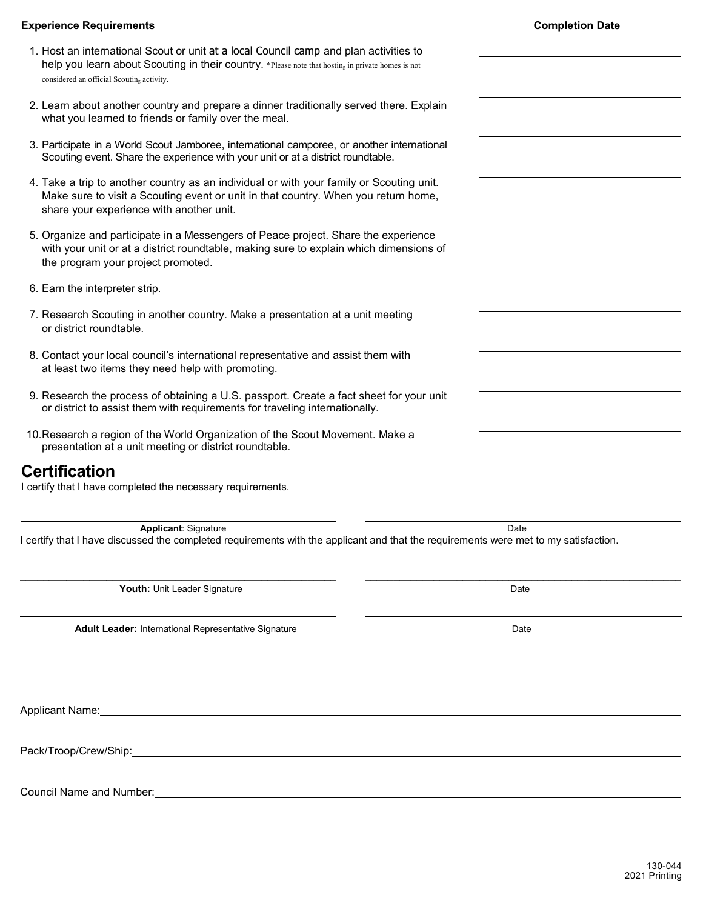| Experience Requirements | Completion Date |
|---|---|
| 1. Host an international Scout or unit at a local Council camp and plan activities to help you learn about Scouting in their country. *Please note that hosting in private homes is not considered an official Scouting activity. | |
| 2. Learn about another country and prepare a dinner traditionally served there. Explain what you learned to friends or family over the meal. | |
| 3. Participate in a World Scout Jamboree, international camporee, or another international Scouting event. Share the experience with your unit or at a district roundtable. | |
| 4. Take a trip to another country as an individual or with your family or Scouting unit. Make sure to visit a Scouting event or unit in that country. When you return home, share your experience with another unit. | |
| 5. Organize and participate in a Messengers of Peace project. Share the experience with your unit or at a district roundtable, making sure to explain which dimensions of the program your project promoted. | |
| 6. Earn the interpreter strip. | |
| 7. Research Scouting in another country. Make a presentation at a unit meeting or district roundtable. | |
| 8. Contact your local council's international representative and assist them with at least two items they need help with promoting. | |
| 9. Research the process of obtaining a U.S. passport. Create a fact sheet for your unit or district to assist them with requirements for traveling internationally. | |
| 10. Research a region of the World Organization of the Scout Movement. Make a presentation at a unit meeting or district roundtable. | |

## Certification

I certify that I have completed the necessary requirements.

**Applicant**: Signature ____________________ Date ____________________

I certify that I have discussed the completed requirements with the applicant and that the requirements were met to my satisfaction.

**Youth:** Unit Leader Signature ____________________ Date ____________________

**Adult Leader:** International Representative Signature ____________________ Date ____________________

Applicant Name: ____________________

Pack/Troop/Crew/Ship: ____________________

Council Name and Number: ____________________

130-044
2021 Printing